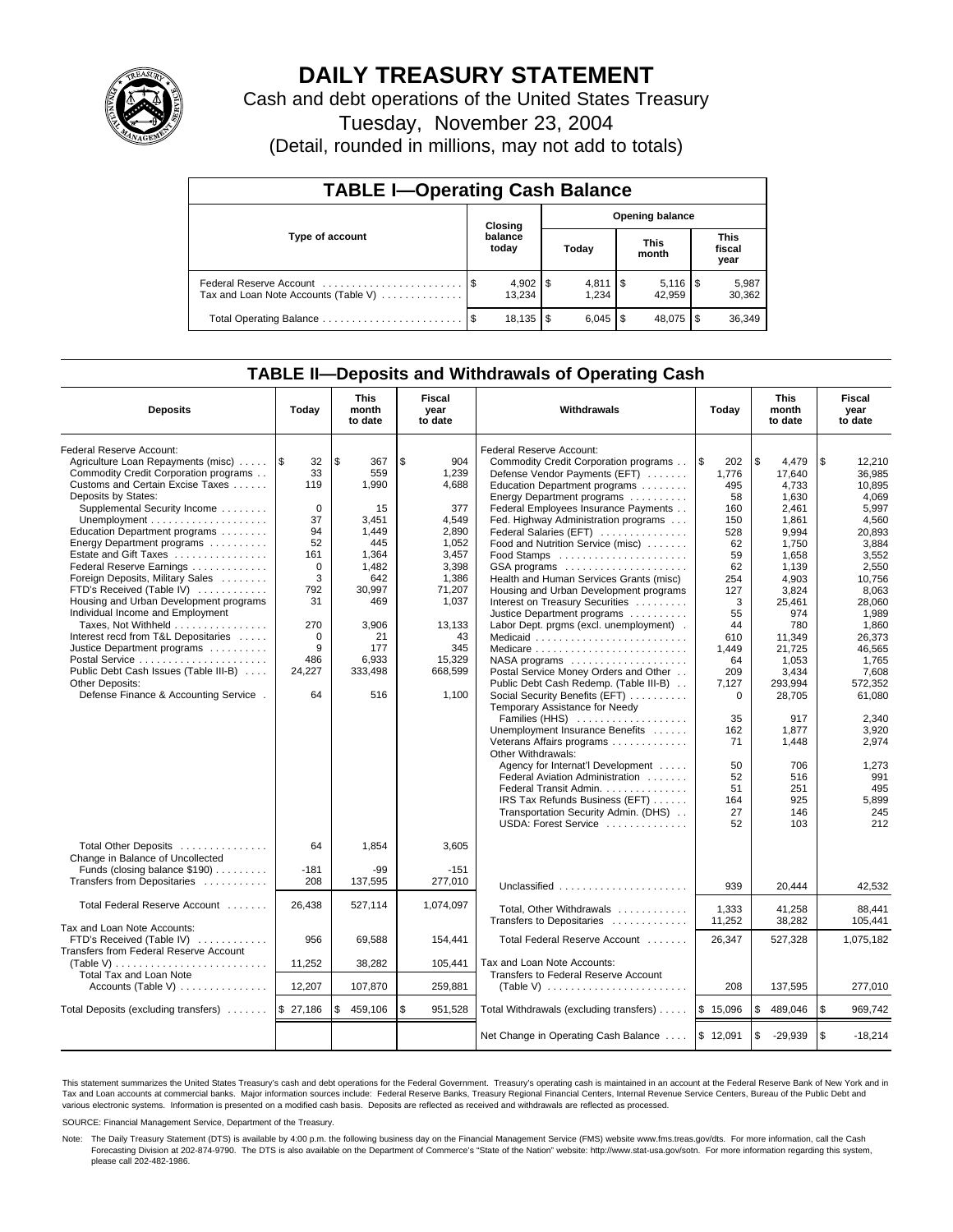# DAILY TREASURY STATEMENT

Cash and debt operations of the United States Treasury

Tuesday, November 23, 2004

(Detail, rounded in millions, may not add to totals)

## TABLE I—Operating Cash Balance

| Type of account | Closing balance today | Opening balance Today | Opening balance This month | Opening balance This fiscal year |
|---|---|---|---|---|
| Federal Reserve Account | $ 4,902 | $ 4,811 | $ 5,116 | $ 5,987 |
| Tax and Loan Note Accounts (Table V) | 13,234 | 1,234 | 42,959 | 30,362 |
| Total Operating Balance | $ 18,135 | $ 6,045 | $ 48,075 | $ 36,349 |

## TABLE II—Deposits and Withdrawals of Operating Cash

| Deposits | Today | This month to date | Fiscal year to date | Withdrawals | Today | This month to date | Fiscal year to date |
|---|---|---|---|---|---|---|---|
| Federal Reserve Account: | | | | Federal Reserve Account: | | | |
| Agriculture Loan Repayments (misc) | $ 32 | $ 367 | $ 904 | Commodity Credit Corporation programs | $ 202 | $ 4,479 | $ 12,210 |
| Commodity Credit Corporation programs | 33 | 559 | 1,239 | Defense Vendor Payments (EFT) | 1,776 | 17,640 | 36,985 |
| Customs and Certain Excise Taxes | 119 | 1,990 | 4,688 | Education Department programs | 495 | 4,733 | 10,895 |
| Deposits by States: | | | | Energy Department programs | 58 | 1,630 | 4,069 |
| Supplemental Security Income | 0 | 15 | 377 | Federal Employees Insurance Payments | 160 | 2,461 | 5,997 |
| Unemployment | 37 | 3,451 | 4,549 | Fed. Highway Administration programs | 150 | 1,861 | 4,560 |
| Education Department programs | 94 | 1,449 | 2,890 | Federal Salaries (EFT) | 528 | 9,994 | 20,893 |
| Energy Department programs | 52 | 445 | 1,052 | Food and Nutrition Service (misc) | 62 | 1,750 | 3,884 |
| Estate and Gift Taxes | 161 | 1,364 | 3,457 | Food Stamps | 59 | 1,658 | 3,552 |
| Federal Reserve Earnings | 0 | 1,482 | 3,398 | GSA programs | 62 | 1,139 | 2,550 |
| Foreign Deposits, Military Sales | 3 | 642 | 1,386 | Health and Human Services Grants (misc) | 254 | 4,903 | 10,756 |
| FTD's Received (Table IV) | 792 | 30,997 | 71,207 | Housing and Urban Development programs | 127 | 3,824 | 8,063 |
| Housing and Urban Development programs | 31 | 469 | 1,037 | Interest on Treasury Securities | 3 | 25,461 | 28,060 |
| Individual Income and Employment | | | | Justice Department programs | 55 | 974 | 1,989 |
| Taxes, Not Withheld | 270 | 3,906 | 13,133 | Labor Dept. prgms (excl. unemployment) | 44 | 780 | 1,860 |
| Interest recd from T&L Depositaries | 0 | 21 | 43 | Medicaid | 610 | 11,349 | 26,373 |
| Justice Department programs | 9 | 177 | 345 | Medicare | 1,449 | 21,725 | 46,565 |
| Postal Service | 486 | 6,933 | 15,329 | NASA programs | 64 | 1,053 | 1,765 |
| Public Debt Cash Issues (Table III-B) | 24,227 | 333,498 | 668,599 | Postal Service Money Orders and Other | 209 | 3,434 | 7,608 |
| Other Deposits: | | | | Public Debt Cash Redemp. (Table III-B) | 7,127 | 293,994 | 572,352 |
| Defense Finance & Accounting Service | 64 | 516 | 1,100 | Social Security Benefits (EFT) | 0 | 28,705 | 61,080 |
| | | | | Temporary Assistance for Needy Families (HHS) | 35 | 917 | 2,340 |
| | | | | Unemployment Insurance Benefits | 162 | 1,877 | 3,920 |
| | | | | Veterans Affairs programs | 71 | 1,448 | 2,974 |
| | | | | Other Withdrawals: | | | |
| | | | | Agency for Internat'l Development | 50 | 706 | 1,273 |
| | | | | Federal Aviation Administration | 52 | 516 | 991 |
| | | | | Federal Transit Admin. | 51 | 251 | 495 |
| | | | | IRS Tax Refunds Business (EFT) | 164 | 925 | 5,899 |
| | | | | Transportation Security Admin. (DHS) | 27 | 146 | 245 |
| | | | | USDA: Forest Service | 52 | 103 | 212 |
| Total Other Deposits | 64 | 1,854 | 3,605 | | | | |
| Change in Balance of Uncollected Funds (closing balance $190) | -181 | -99 | -151 | | | | |
| Transfers from Depositaries | 208 | 137,595 | 277,010 | Unclassified | 939 | 20,444 | 42,532 |
| Total Federal Reserve Account | 26,438 | 527,114 | 1,074,097 | Total, Other Withdrawals | 1,333 | 41,258 | 88,441 |
| | | | | Transfers to Depositaries | 11,252 | 38,282 | 105,441 |
| Tax and Loan Note Accounts: | | | | | | | |
| FTD's Received (Table IV) | 956 | 69,588 | 154,441 | Total Federal Reserve Account | 26,347 | 527,328 | 1,075,182 |
| Transfers from Federal Reserve Account (Table V) | 11,252 | 38,282 | 105,441 | Tax and Loan Note Accounts: | | | |
| Total Tax and Loan Note Accounts (Table V) | 12,207 | 107,870 | 259,881 | Transfers to Federal Reserve Account (Table V) | 208 | 137,595 | 277,010 |
| Total Deposits (excluding transfers) | $ 27,186 | $ 459,106 | $ 951,528 | Total Withdrawals (excluding transfers) | $ 15,096 | $ 489,046 | $ 969,742 |
| | | | | Net Change in Operating Cash Balance | $ 12,091 | $ -29,939 | $ -18,214 |

This statement summarizes the United States Treasury's cash and debt operations for the Federal Government. Treasury's operating cash is maintained in an account at the Federal Reserve Bank of New York and in Tax and Loan accounts at commercial banks. Major information sources include: Federal Reserve Banks, Treasury Regional Financial Centers, Internal Revenue Service Centers, Bureau of the Public Debt and various electronic systems. Information is presented on a modified cash basis. Deposits are reflected as received and withdrawals are reflected as processed.

SOURCE: Financial Management Service, Department of the Treasury.

Note: The Daily Treasury Statement (DTS) is available by 4:00 p.m. the following business day on the Financial Management Service (FMS) website www.fms.treas.gov/dts. For more information, call the Cash Forecasting Division at 202-874-9790. The DTS is also available on the Department of Commerce's "State of the Nation" website: http://www.stat-usa.gov/sotn. For more information regarding this system, please call 202-482-1986.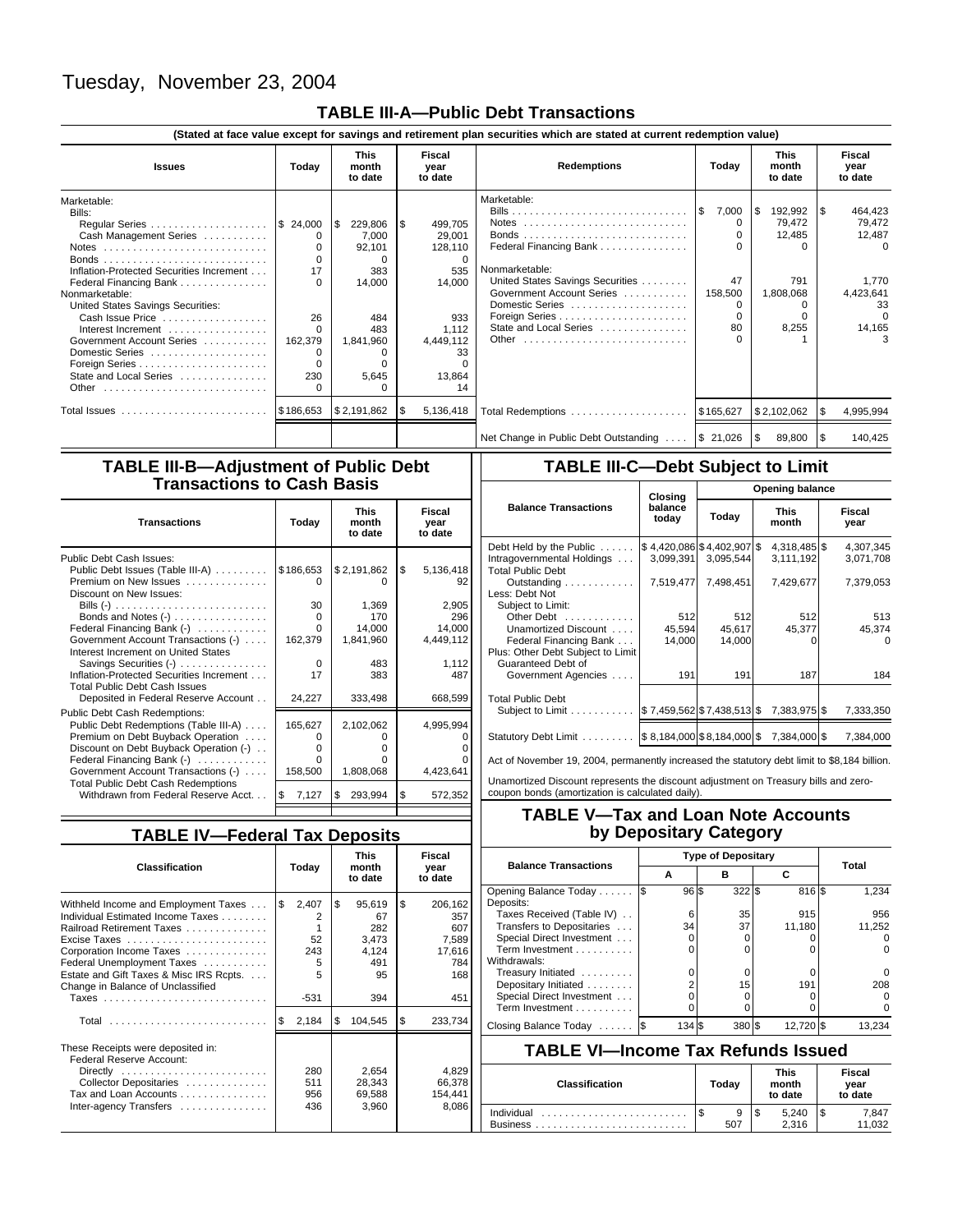# Tuesday, November 23, 2004

## TABLE III-A—Public Debt Transactions

(Stated at face value except for savings and retirement plan securities which are stated at current redemption value)

| Issues | Today | This month to date | Fiscal year to date |
|---|---|---|---|
| Marketable: | | | |
| Bills: | | | |
| Regular Series | $ 24,000 | $ 229,806 | $ 499,705 |
| Cash Management Series | 0 | 7,000 | 29,001 |
| Notes | 0 | 92,101 | 128,110 |
| Bonds | 0 | 0 | 0 |
| Inflation-Protected Securities Increment | 17 | 383 | 535 |
| Federal Financing Bank | 0 | 14,000 | 14,000 |
| Nonmarketable: | | | |
| United States Savings Securities: | | | |
| Cash Issue Price | 26 | 484 | 933 |
| Interest Increment | 0 | 483 | 1,112 |
| Government Account Series | 162,379 | 1,841,960 | 4,449,112 |
| Domestic Series | 0 | 0 | 33 |
| Foreign Series | 0 | 0 | 0 |
| State and Local Series | 230 | 5,645 | 13,864 |
| Other | 0 | 0 | 14 |
| Total Issues | $186,653 | $2,191,862 | $ 5,136,418 |

| Redemptions | Today | This month to date | Fiscal year to date |
|---|---|---|---|
| Marketable: | | | |
| Bills | $ 7,000 | $ 192,992 | $ 464,423 |
| Notes | 0 | 79,472 | 79,472 |
| Bonds | 0 | 12,485 | 12,487 |
| Federal Financing Bank | 0 | 0 | 0 |
| Nonmarketable: | | | |
| United States Savings Securities | 47 | 791 | 1,770 |
| Government Account Series | 158,500 | 1,808,068 | 4,423,641 |
| Domestic Series | 0 | 0 | 33 |
| Foreign Series | 0 | 0 | 0 |
| State and Local Series | 80 | 8,255 | 14,165 |
| Other | 0 | 1 | 3 |
| Total Redemptions | $165,627 | $2,102,062 | $ 4,995,994 |
| Net Change in Public Debt Outstanding | $ 21,026 | $ 89,800 | $ 140,425 |

## TABLE III-B—Adjustment of Public Debt Transactions to Cash Basis

| Transactions | Today | This month to date | Fiscal year to date |
|---|---|---|---|
| Public Debt Cash Issues: | | | |
| Public Debt Issues (Table III-A) | $186,653 | $2,191,862 | $ 5,136,418 |
| Premium on New Issues | 0 | 0 | 92 |
| Discount on New Issues: | | | |
| Bills (-) | 30 | 1,369 | 2,905 |
| Bonds and Notes (-) | 0 | 170 | 296 |
| Federal Financing Bank (-) | 0 | 14,000 | 14,000 |
| Government Account Transactions (-) | 162,379 | 1,841,960 | 4,449,112 |
| Interest Increment on United States Savings Securities (-) | 0 | 483 | 1,112 |
| Inflation-Protected Securities Increment | 17 | 383 | 487 |
| Total Public Debt Cash Issues Deposited in Federal Reserve Account | 24,227 | 333,498 | 668,599 |
| Public Debt Cash Redemptions: | | | |
| Public Debt Redemptions (Table III-A) | 165,627 | 2,102,062 | 4,995,994 |
| Premium on Debt Buyback Operation | 0 | 0 | 0 |
| Discount on Debt Buyback Operation (-) | 0 | 0 | 0 |
| Federal Financing Bank (-) | 0 | 0 | 0 |
| Government Account Transactions (-) | 158,500 | 1,808,068 | 4,423,641 |
| Total Public Debt Cash Redemptions Withdrawn from Federal Reserve Acct. | $ 7,127 | $ 293,994 | $ 572,352 |

## TABLE III-C—Debt Subject to Limit

| Balance Transactions | Closing balance today | Opening balance Today | Opening balance This month | Opening balance Fiscal year |
|---|---|---|---|---|
| Debt Held by the Public | $ 4,420,086 | $ 4,402,907 | $ 4,318,485 | $ 4,307,345 |
| Intragovernmental Holdings | 3,099,391 | 3,095,544 | 3,111,192 | 3,071,708 |
| Total Public Debt Outstanding | 7,519,477 | 7,498,451 | 7,429,677 | 7,379,053 |
| Less: Debt Not Subject to Limit: | | | | |
| Other Debt | 512 | 512 | 512 | 513 |
| Unamortized Discount | 45,594 | 45,617 | 45,377 | 45,374 |
| Federal Financing Bank | 14,000 | 14,000 | 0 | 0 |
| Plus: Other Debt Subject to Limit Guaranteed Debt of Government Agencies | 191 | 191 | 187 | 184 |
| Total Public Debt Subject to Limit | $ 7,459,562 | $ 7,438,513 | $ 7,383,975 | $ 7,333,350 |
| Statutory Debt Limit | $ 8,184,000 | $ 8,184,000 | $ 7,384,000 | $ 7,384,000 |

Act of November 19, 2004, permanently increased the statutory debt limit to $8,184 billion.

Unamortized Discount represents the discount adjustment on Treasury bills and zero-coupon bonds (amortization is calculated daily).

## TABLE IV—Federal Tax Deposits

| Classification | Today | This month to date | Fiscal year to date |
|---|---|---|---|
| Withheld Income and Employment Taxes | $ 2,407 | $ 95,619 | $ 206,162 |
| Individual Estimated Income Taxes | 2 | 67 | 357 |
| Railroad Retirement Taxes | 1 | 282 | 607 |
| Excise Taxes | 52 | 3,473 | 7,589 |
| Corporation Income Taxes | 243 | 4,124 | 17,616 |
| Federal Unemployment Taxes | 5 | 491 | 784 |
| Estate and Gift Taxes & Misc IRS Rcpts. | 5 | 95 | 168 |
| Change in Balance of Unclassified Taxes | -531 | 394 | 451 |
| Total | $ 2,184 | $ 104,545 | $ 233,734 |
| These Receipts were deposited in: | | | |
| Federal Reserve Account: | | | |
| Directly | 280 | 2,654 | 4,829 |
| Collector Depositaries | 511 | 28,343 | 66,378 |
| Tax and Loan Accounts | 956 | 69,588 | 154,441 |
| Inter-agency Transfers | 436 | 3,960 | 8,086 |

## TABLE V—Tax and Loan Note Accounts by Depositary Category

| Balance Transactions | Type of Depositary A | B | C | Total |
|---|---|---|---|---|
| Opening Balance Today | $ 96 | $ 322 | $ 816 | $ 1,234 |
| Deposits: | | | | |
| Taxes Received (Table IV) | 6 | 35 | 915 | 956 |
| Transfers to Depositaries | 34 | 37 | 11,180 | 11,252 |
| Special Direct Investment | 0 | 0 | 0 | 0 |
| Term Investment | 0 | 0 | 0 | 0 |
| Withdrawals: | | | | |
| Treasury Initiated | 0 | 0 | 0 | 0 |
| Depositary Initiated | 2 | 15 | 191 | 208 |
| Special Direct Investment | 0 | 0 | 0 | 0 |
| Term Investment | 0 | 0 | 0 | 0 |
| Closing Balance Today | $ 134 | $ 380 | $ 12,720 | $ 13,234 |

## TABLE VI—Income Tax Refunds Issued

| Classification | Today | This month to date | Fiscal year to date |
|---|---|---|---|
| Individual | $ 9 | $ 5,240 | $ 7,847 |
| Business | 507 | 2,316 | 11,032 |